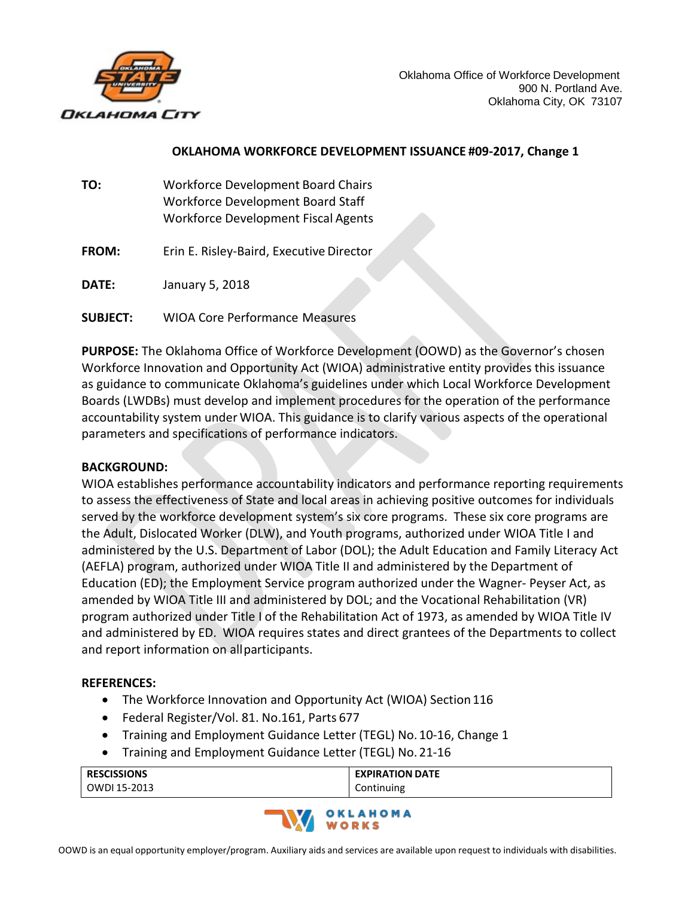Oklahoma Office of Workforce Development
900 N. Portland Ave.
Oklahoma City, OK 73107

# OKLAHOMA WORKFORCE DEVELOPMENT ISSUANCE #09-2017, Change 1

**TO:** Workforce Development Board Chairs
Workforce Development Board Staff
Workforce Development Fiscal Agents

**FROM:** Erin E. Risley-Baird, Executive Director

**DATE:** January 5, 2018

**SUBJECT:** WIOA Core Performance Measures

**PURPOSE:** The Oklahoma Office of Workforce Development (OOWD) as the Governor's chosen Workforce Innovation and Opportunity Act (WIOA) administrative entity provides this issuance as guidance to communicate Oklahoma's guidelines under which Local Workforce Development Boards (LWDBs) must develop and implement procedures for the operation of the performance accountability system under WIOA. This guidance is to clarify various aspects of the operational parameters and specifications of performance indicators.

**BACKGROUND:**
WIOA establishes performance accountability indicators and performance reporting requirements to assess the effectiveness of State and local areas in achieving positive outcomes for individuals served by the workforce development system's six core programs. These six core programs are the Adult, Dislocated Worker (DLW), and Youth programs, authorized under WIOA Title I and administered by the U.S. Department of Labor (DOL); the Adult Education and Family Literacy Act (AEFLA) program, authorized under WIOA Title II and administered by the Department of Education (ED); the Employment Service program authorized under the Wagner- Peyser Act, as amended by WIOA Title III and administered by DOL; and the Vocational Rehabilitation (VR) program authorized under Title I of the Rehabilitation Act of 1973, as amended by WIOA Title IV and administered by ED. WIOA requires states and direct grantees of the Departments to collect and report information on all participants.

**REFERENCES:**

- The Workforce Innovation and Opportunity Act (WIOA) Section 116
- Federal Register/Vol. 81. No.161, Parts 677
- Training and Employment Guidance Letter (TEGL) No. 10-16, Change 1
- Training and Employment Guidance Letter (TEGL) No. 21-16

| RESCISSIONS | EXPIRATION DATE |
| --- | --- |
| OWDI 15-2013 | Continuing |

OOWD is an equal opportunity employer/program. Auxiliary aids and services are available upon request to individuals with disabilities.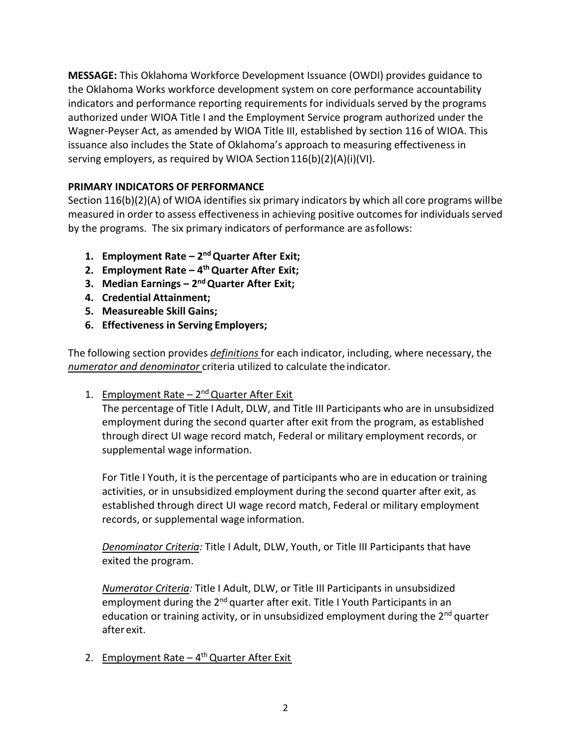**MESSAGE:** This Oklahoma Workforce Development Issuance (OWDI) provides guidance to the Oklahoma Works workforce development system on core performance accountability indicators and performance reporting requirements for individuals served by the programs authorized under WIOA Title I and the Employment Service program authorized under the Wagner-Peyser Act, as amended by WIOA Title III, established by section 116 of WIOA. This issuance also includes the State of Oklahoma's approach to measuring effectiveness in serving employers, as required by WIOA Section 116(b)(2)(A)(i)(VI).

**PRIMARY INDICATORS OF PERFORMANCE**

Section 116(b)(2)(A) of WIOA identifies six primary indicators by which all core programs will be measured in order to assess effectiveness in achieving positive outcomes for individuals served by the programs. The six primary indicators of performance are as follows:

1. **Employment Rate – 2nd Quarter After Exit;**
2. **Employment Rate – 4th Quarter After Exit;**
3. **Median Earnings – 2nd Quarter After Exit;**
4. **Credential Attainment;**
5. **Measureable Skill Gains;**
6. **Effectiveness in Serving Employers;**

The following section provides ***definitions*** for each indicator, including, where necessary, the ***numerator and denominator*** criteria utilized to calculate the indicator.

1. Employment Rate – 2nd Quarter After Exit

   The percentage of Title I Adult, DLW, and Title III Participants who are in unsubsidized employment during the second quarter after exit from the program, as established through direct UI wage record match, Federal or military employment records, or supplemental wage information.

   For Title I Youth, it is the percentage of participants who are in education or training activities, or in unsubsidized employment during the second quarter after exit, as established through direct UI wage record match, Federal or military employment records, or supplemental wage information.

   *Denominator Criteria:* Title I Adult, DLW, Youth, or Title III Participants that have exited the program.

   *Numerator Criteria:* Title I Adult, DLW, or Title III Participants in unsubsidized employment during the 2nd quarter after exit. Title I Youth Participants in an education or training activity, or in unsubsidized employment during the 2nd quarter after exit.

2. Employment Rate – 4th Quarter After Exit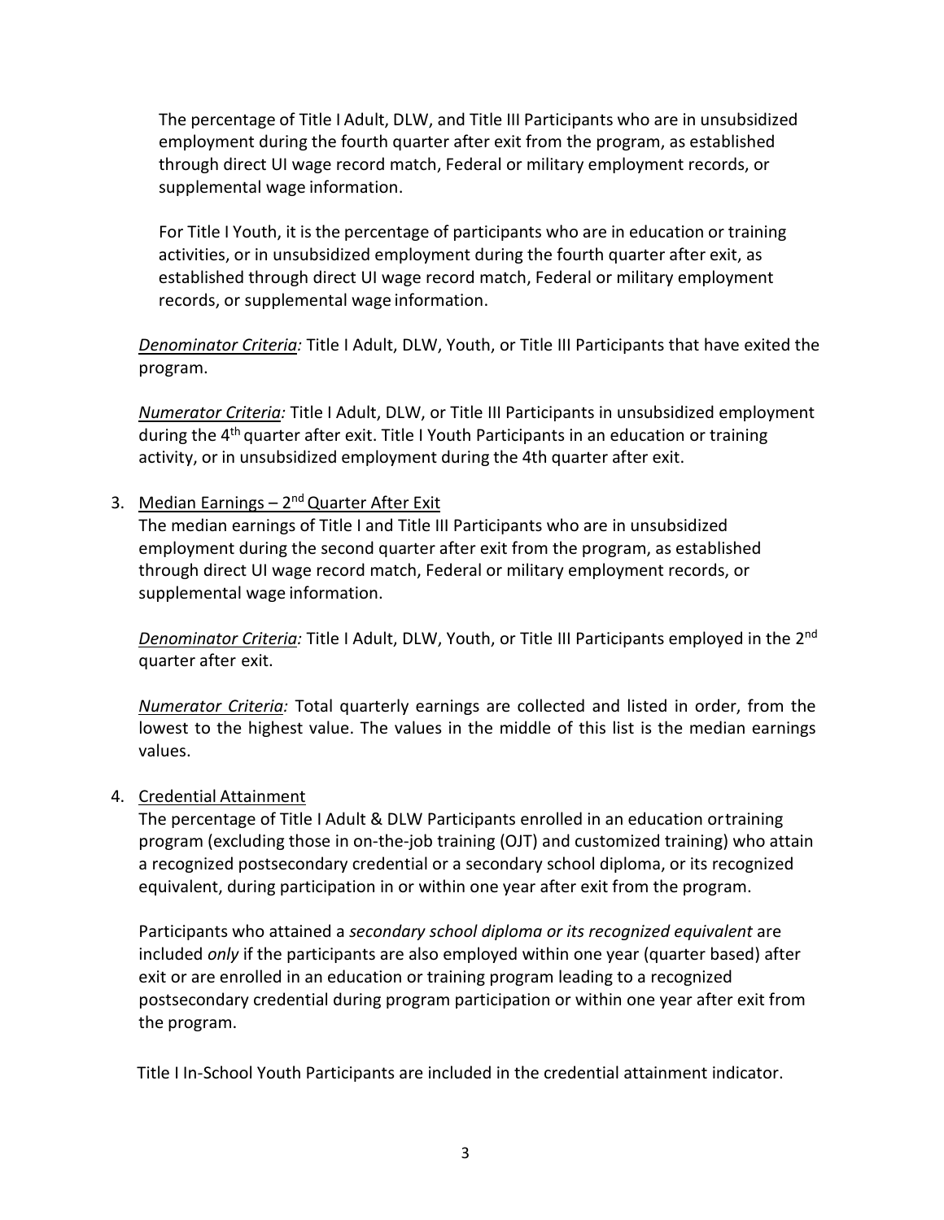The percentage of Title I Adult, DLW, and Title III Participants who are in unsubsidized employment during the fourth quarter after exit from the program, as established through direct UI wage record match, Federal or military employment records, or supplemental wage information.

For Title I Youth, it is the percentage of participants who are in education or training activities, or in unsubsidized employment during the fourth quarter after exit, as established through direct UI wage record match, Federal or military employment records, or supplemental wage information.

*Denominator Criteria:* Title I Adult, DLW, Youth, or Title III Participants that have exited the program.

*Numerator Criteria:* Title I Adult, DLW, or Title III Participants in unsubsidized employment during the 4th quarter after exit. Title I Youth Participants in an education or training activity, or in unsubsidized employment during the 4th quarter after exit.

3. Median Earnings – 2nd Quarter After Exit

   The median earnings of Title I and Title III Participants who are in unsubsidized employment during the second quarter after exit from the program, as established through direct UI wage record match, Federal or military employment records, or supplemental wage information.

   *Denominator Criteria:* Title I Adult, DLW, Youth, or Title III Participants employed in the 2nd quarter after exit.

   *Numerator Criteria:* Total quarterly earnings are collected and listed in order, from the lowest to the highest value. The values in the middle of this list is the median earnings values.

4. Credential Attainment

   The percentage of Title I Adult & DLW Participants enrolled in an education or training program (excluding those in on-the-job training (OJT) and customized training) who attain a recognized postsecondary credential or a secondary school diploma, or its recognized equivalent, during participation in or within one year after exit from the program.

   Participants who attained a *secondary school diploma or its recognized equivalent* are included *only* if the participants are also employed within one year (quarter based) after exit or are enrolled in an education or training program leading to a recognized postsecondary credential during program participation or within one year after exit from the program.

   Title I In-School Youth Participants are included in the credential attainment indicator.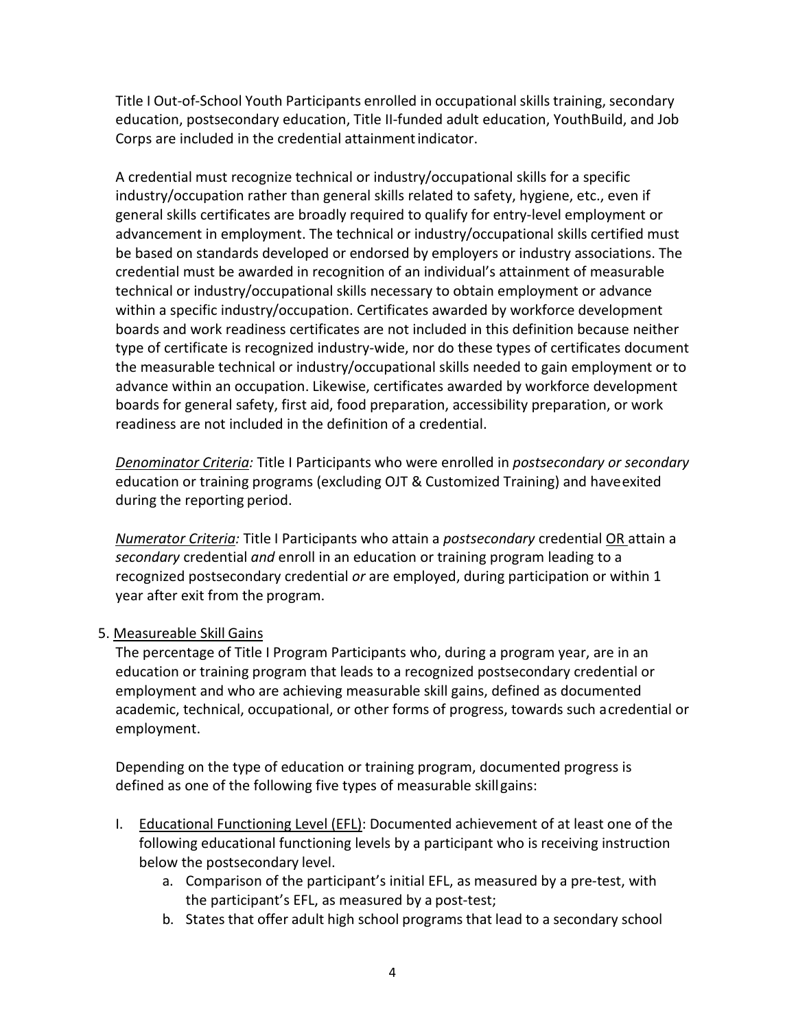Title I Out-of-School Youth Participants enrolled in occupational skills training, secondary education, postsecondary education, Title II-funded adult education, YouthBuild, and Job Corps are included in the credential attainment indicator.

A credential must recognize technical or industry/occupational skills for a specific industry/occupation rather than general skills related to safety, hygiene, etc., even if general skills certificates are broadly required to qualify for entry-level employment or advancement in employment. The technical or industry/occupational skills certified must be based on standards developed or endorsed by employers or industry associations. The credential must be awarded in recognition of an individual's attainment of measurable technical or industry/occupational skills necessary to obtain employment or advance within a specific industry/occupation. Certificates awarded by workforce development boards and work readiness certificates are not included in this definition because neither type of certificate is recognized industry-wide, nor do these types of certificates document the measurable technical or industry/occupational skills needed to gain employment or to advance within an occupation. Likewise, certificates awarded by workforce development boards for general safety, first aid, food preparation, accessibility preparation, or work readiness are not included in the definition of a credential.

*<u>Denominator Criteria</u>:* Title I Participants who were enrolled in *postsecondary or secondary* education or training programs (excluding OJT & Customized Training) and have exited during the reporting period.

*<u>Numerator Criteria</u>:* Title I Participants who attain a *postsecondary* credential <u>OR</u> attain a *secondary* credential *and* enroll in an education or training program leading to a recognized postsecondary credential *or* are employed, during participation or within 1 year after exit from the program.

5. <u>Measureable Skill Gains</u>

The percentage of Title I Program Participants who, during a program year, are in an education or training program that leads to a recognized postsecondary credential or employment and who are achieving measurable skill gains, defined as documented academic, technical, occupational, or other forms of progress, towards such a credential or employment.

Depending on the type of education or training program, documented progress is defined as one of the following five types of measurable skill gains:

I. <u>Educational Functioning Level (EFL)</u>: Documented achievement of at least one of the following educational functioning levels by a participant who is receiving instruction below the postsecondary level.
   a. Comparison of the participant's initial EFL, as measured by a pre-test, with the participant's EFL, as measured by a post-test;
   b. States that offer adult high school programs that lead to a secondary school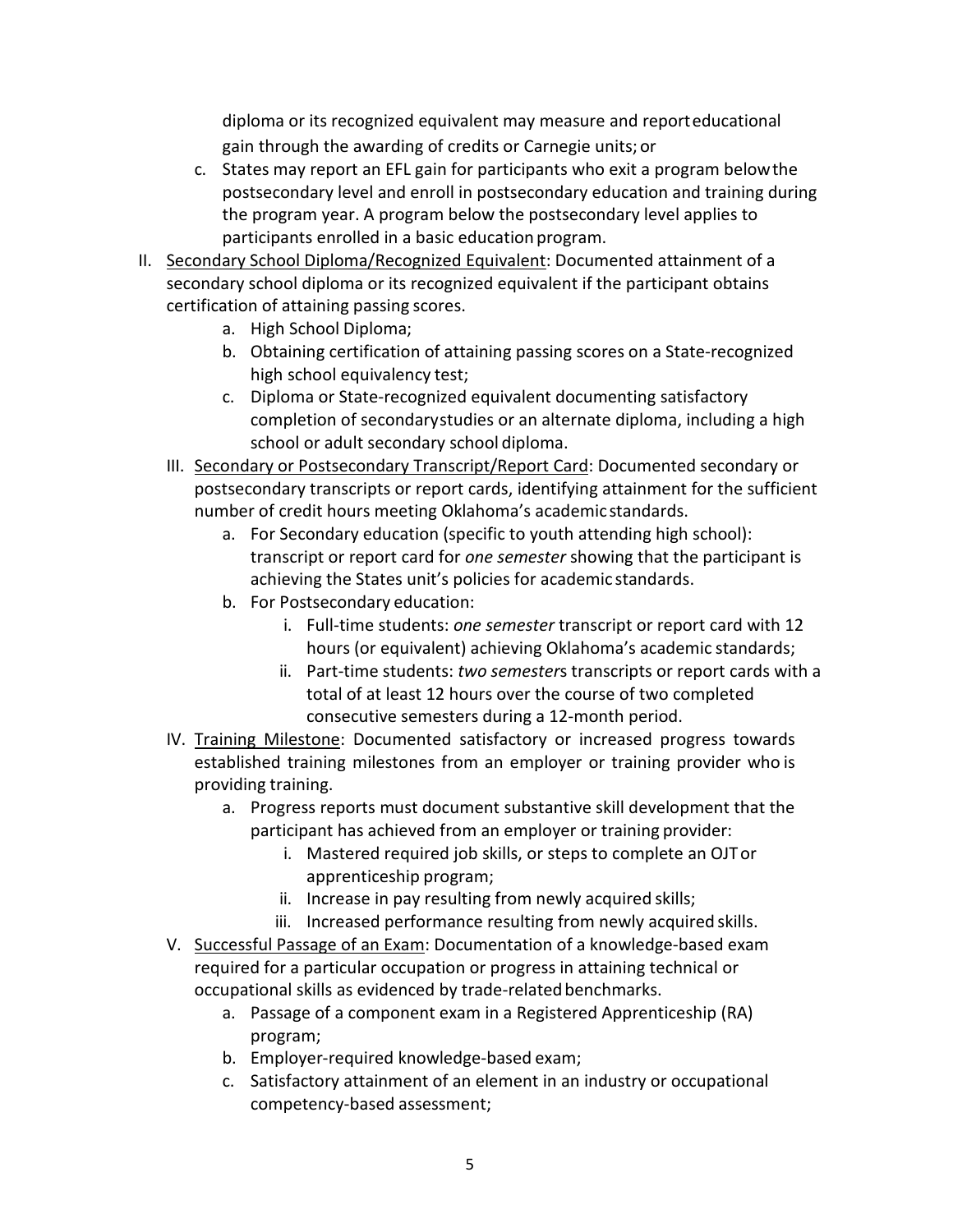diploma or its recognized equivalent may measure and report educational gain through the awarding of credits or Carnegie units; or

   c. States may report an EFL gain for participants who exit a program below the postsecondary level and enroll in postsecondary education and training during the program year. A program below the postsecondary level applies to participants enrolled in a basic education program.

II. <u>Secondary School Diploma/Recognized Equivalent</u>: Documented attainment of a secondary school diploma or its recognized equivalent if the participant obtains certification of attaining passing scores.
   a. High School Diploma;
   b. Obtaining certification of attaining passing scores on a State-recognized high school equivalency test;
   c. Diploma or State-recognized equivalent documenting satisfactory completion of secondary studies or an alternate diploma, including a high school or adult secondary school diploma.

III. <u>Secondary or Postsecondary Transcript/Report Card</u>: Documented secondary or postsecondary transcripts or report cards, identifying attainment for the sufficient number of credit hours meeting Oklahoma's academic standards.
   a. For Secondary education (specific to youth attending high school): transcript or report card for *one semester* showing that the participant is achieving the States unit's policies for academic standards.
   b. For Postsecondary education:
      i. Full-time students: *one semester* transcript or report card with 12 hours (or equivalent) achieving Oklahoma's academic standards;
      ii. Part-time students: *two semester*s transcripts or report cards with a total of at least 12 hours over the course of two completed consecutive semesters during a 12-month period.

IV. <u>Training Milestone</u>: Documented satisfactory or increased progress towards established training milestones from an employer or training provider who is providing training.
   a. Progress reports must document substantive skill development that the participant has achieved from an employer or training provider:
      i. Mastered required job skills, or steps to complete an OJT or apprenticeship program;
      ii. Increase in pay resulting from newly acquired skills;
      iii. Increased performance resulting from newly acquired skills.

V. <u>Successful Passage of an Exam</u>: Documentation of a knowledge-based exam required for a particular occupation or progress in attaining technical or occupational skills as evidenced by trade-related benchmarks.
   a. Passage of a component exam in a Registered Apprenticeship (RA) program;
   b. Employer-required knowledge-based exam;
   c. Satisfactory attainment of an element in an industry or occupational competency-based assessment;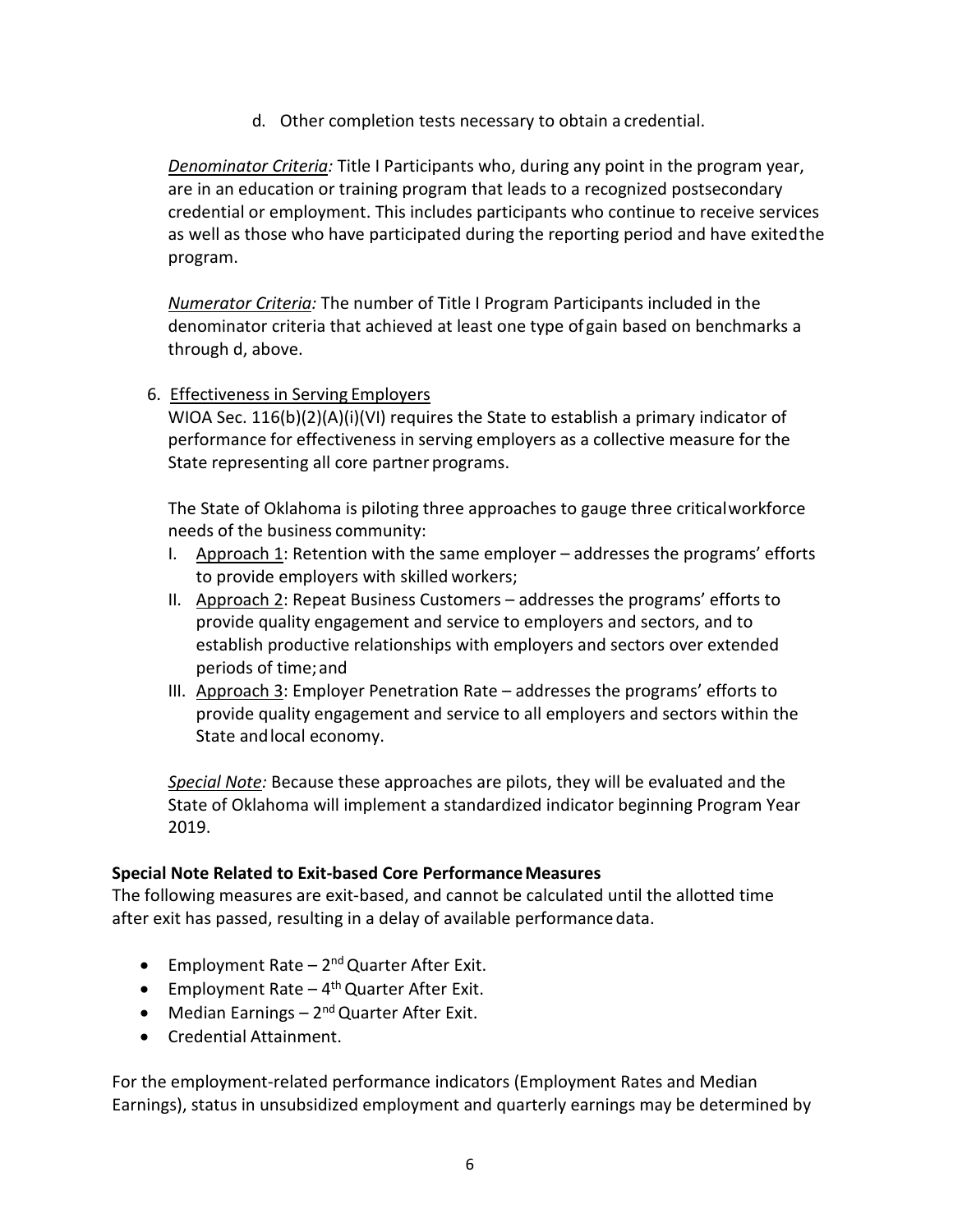d. Other completion tests necessary to obtain a credential.

*Denominator Criteria:* Title I Participants who, during any point in the program year, are in an education or training program that leads to a recognized postsecondary credential or employment. This includes participants who continue to receive services as well as those who have participated during the reporting period and have exited the program.

*Numerator Criteria:* The number of Title I Program Participants included in the denominator criteria that achieved at least one type of gain based on benchmarks a through d, above.

6. Effectiveness in Serving Employers

   WIOA Sec. 116(b)(2)(A)(i)(VI) requires the State to establish a primary indicator of performance for effectiveness in serving employers as a collective measure for the State representing all core partner programs.

   The State of Oklahoma is piloting three approaches to gauge three critical workforce needs of the business community:

   I. Approach 1: Retention with the same employer – addresses the programs' efforts to provide employers with skilled workers;
   II. Approach 2: Repeat Business Customers – addresses the programs' efforts to provide quality engagement and service to employers and sectors, and to establish productive relationships with employers and sectors over extended periods of time; and
   III. Approach 3: Employer Penetration Rate – addresses the programs' efforts to provide quality engagement and service to all employers and sectors within the State and local economy.

   *Special Note:* Because these approaches are pilots, they will be evaluated and the State of Oklahoma will implement a standardized indicator beginning Program Year 2019.

**Special Note Related to Exit-based Core Performance Measures**

The following measures are exit-based, and cannot be calculated until the allotted time after exit has passed, resulting in a delay of available performance data.

- Employment Rate – 2nd Quarter After Exit.
- Employment Rate – 4th Quarter After Exit.
- Median Earnings – 2nd Quarter After Exit.
- Credential Attainment.

For the employment-related performance indicators (Employment Rates and Median Earnings), status in unsubsidized employment and quarterly earnings may be determined by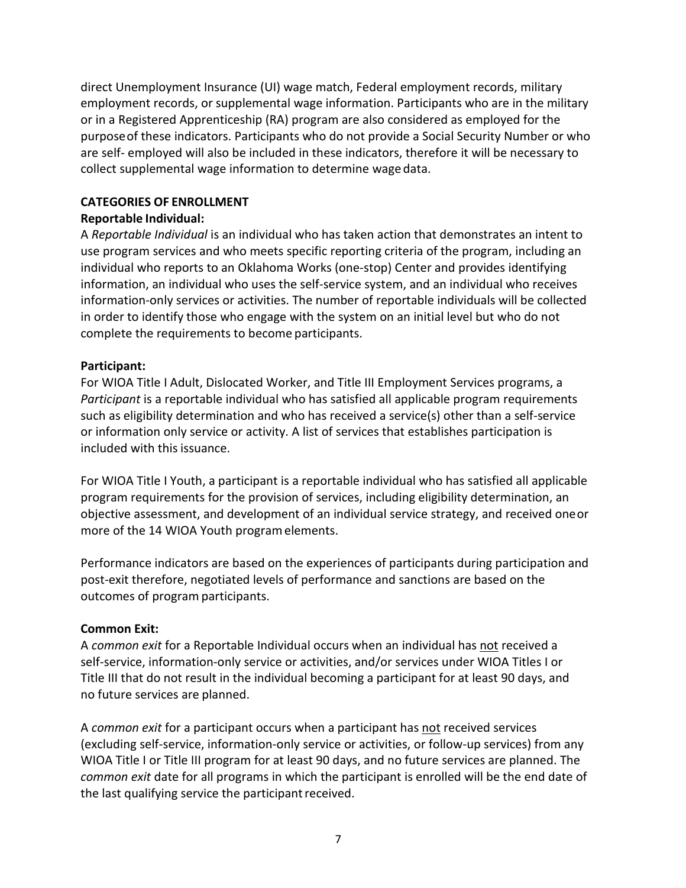direct Unemployment Insurance (UI) wage match, Federal employment records, military employment records, or supplemental wage information. Participants who are in the military or in a Registered Apprenticeship (RA) program are also considered as employed for the purpose of these indicators. Participants who do not provide a Social Security Number or who are self- employed will also be included in these indicators, therefore it will be necessary to collect supplemental wage information to determine wage data.

## CATEGORIES OF ENROLLMENT

### Reportable Individual:

A *Reportable Individual* is an individual who has taken action that demonstrates an intent to use program services and who meets specific reporting criteria of the program, including an individual who reports to an Oklahoma Works (one-stop) Center and provides identifying information, an individual who uses the self-service system, and an individual who receives information-only services or activities. The number of reportable individuals will be collected in order to identify those who engage with the system on an initial level but who do not complete the requirements to become participants.

### Participant:

For WIOA Title I Adult, Dislocated Worker, and Title III Employment Services programs, a *Participant* is a reportable individual who has satisfied all applicable program requirements such as eligibility determination and who has received a service(s) other than a self-service or information only service or activity. A list of services that establishes participation is included with this issuance.

For WIOA Title I Youth, a participant is a reportable individual who has satisfied all applicable program requirements for the provision of services, including eligibility determination, an objective assessment, and development of an individual service strategy, and received one or more of the 14 WIOA Youth program elements.

Performance indicators are based on the experiences of participants during participation and post-exit therefore, negotiated levels of performance and sanctions are based on the outcomes of program participants.

### Common Exit:

A *common exit* for a Reportable Individual occurs when an individual has not received a self-service, information-only service or activities, and/or services under WIOA Titles I or Title III that do not result in the individual becoming a participant for at least 90 days, and no future services are planned.

A *common exit* for a participant occurs when a participant has not received services (excluding self-service, information-only service or activities, or follow-up services) from any WIOA Title I or Title III program for at least 90 days, and no future services are planned. The *common exit* date for all programs in which the participant is enrolled will be the end date of the last qualifying service the participant received.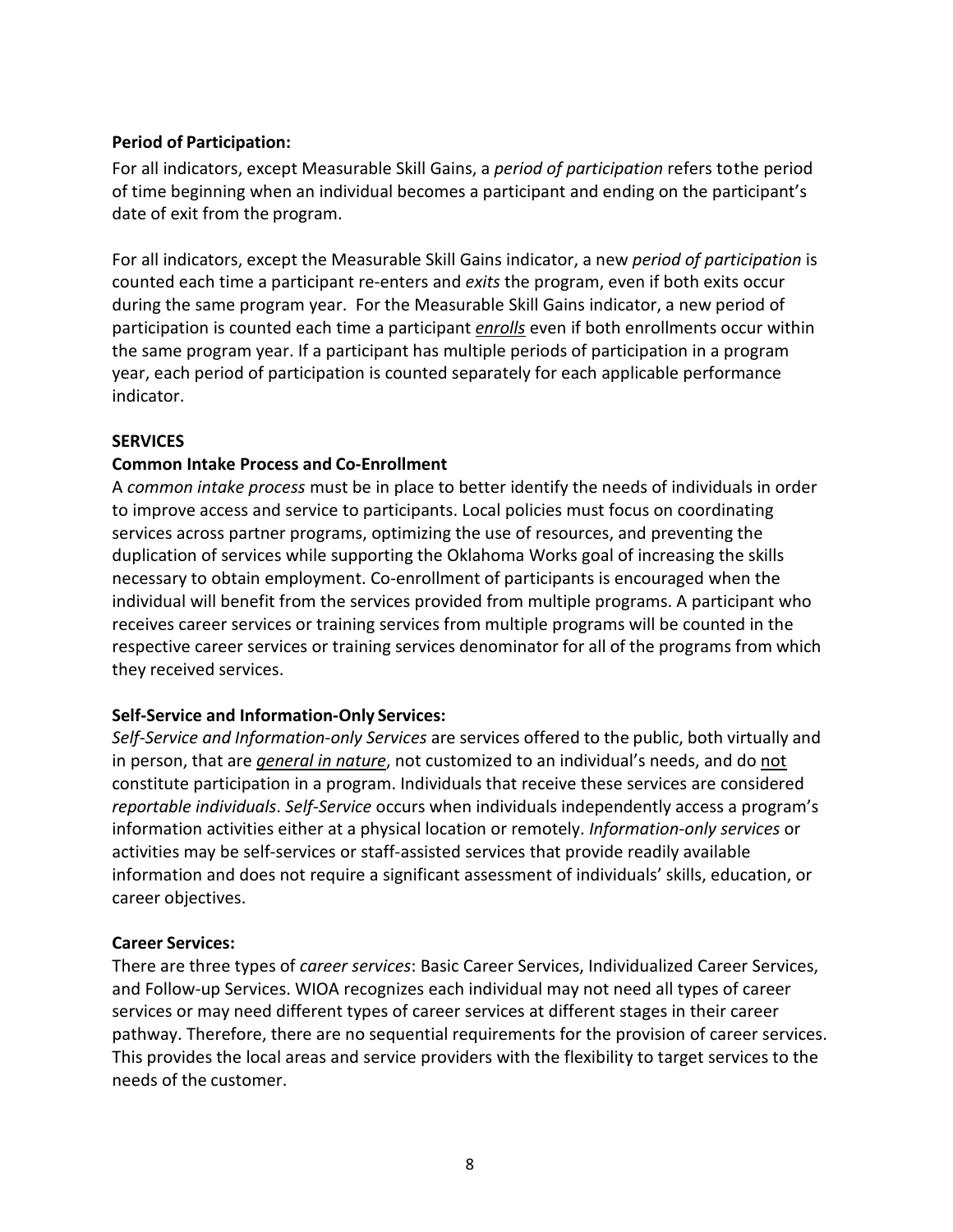**Period of Participation:**

For all indicators, except Measurable Skill Gains, a *period of participation* refers tothe period of time beginning when an individual becomes a participant and ending on the participant's date of exit from the program.

For all indicators, except the Measurable Skill Gains indicator, a new *period of participation* is counted each time a participant re-enters and *exits* the program, even if both exits occur during the same program year. For the Measurable Skill Gains indicator, a new period of participation is counted each time a participant ***enrolls*** even if both enrollments occur within the same program year. If a participant has multiple periods of participation in a program year, each period of participation is counted separately for each applicable performance indicator.

## SERVICES

### Common Intake Process and Co-Enrollment

A *common intake process* must be in place to better identify the needs of individuals in order to improve access and service to participants. Local policies must focus on coordinating services across partner programs, optimizing the use of resources, and preventing the duplication of services while supporting the Oklahoma Works goal of increasing the skills necessary to obtain employment. Co-enrollment of participants is encouraged when the individual will benefit from the services provided from multiple programs. A participant who receives career services or training services from multiple programs will be counted in the respective career services or training services denominator for all of the programs from which they received services.

**Self-Service and Information-Only Services:**

*Self-Service and Information-only Services* are services offered to the public, both virtually and in person, that are ***general in nature***, not customized to an individual's needs, and do not constitute participation in a program. Individuals that receive these services are considered *reportable individuals*. *Self-Service* occurs when individuals independently access a program's information activities either at a physical location or remotely. *Information-only services* or activities may be self-services or staff-assisted services that provide readily available information and does not require a significant assessment of individuals' skills, education, or career objectives.

**Career Services:**

There are three types of *career services*: Basic Career Services, Individualized Career Services, and Follow-up Services. WIOA recognizes each individual may not need all types of career services or may need different types of career services at different stages in their career pathway. Therefore, there are no sequential requirements for the provision of career services. This provides the local areas and service providers with the flexibility to target services to the needs of the customer.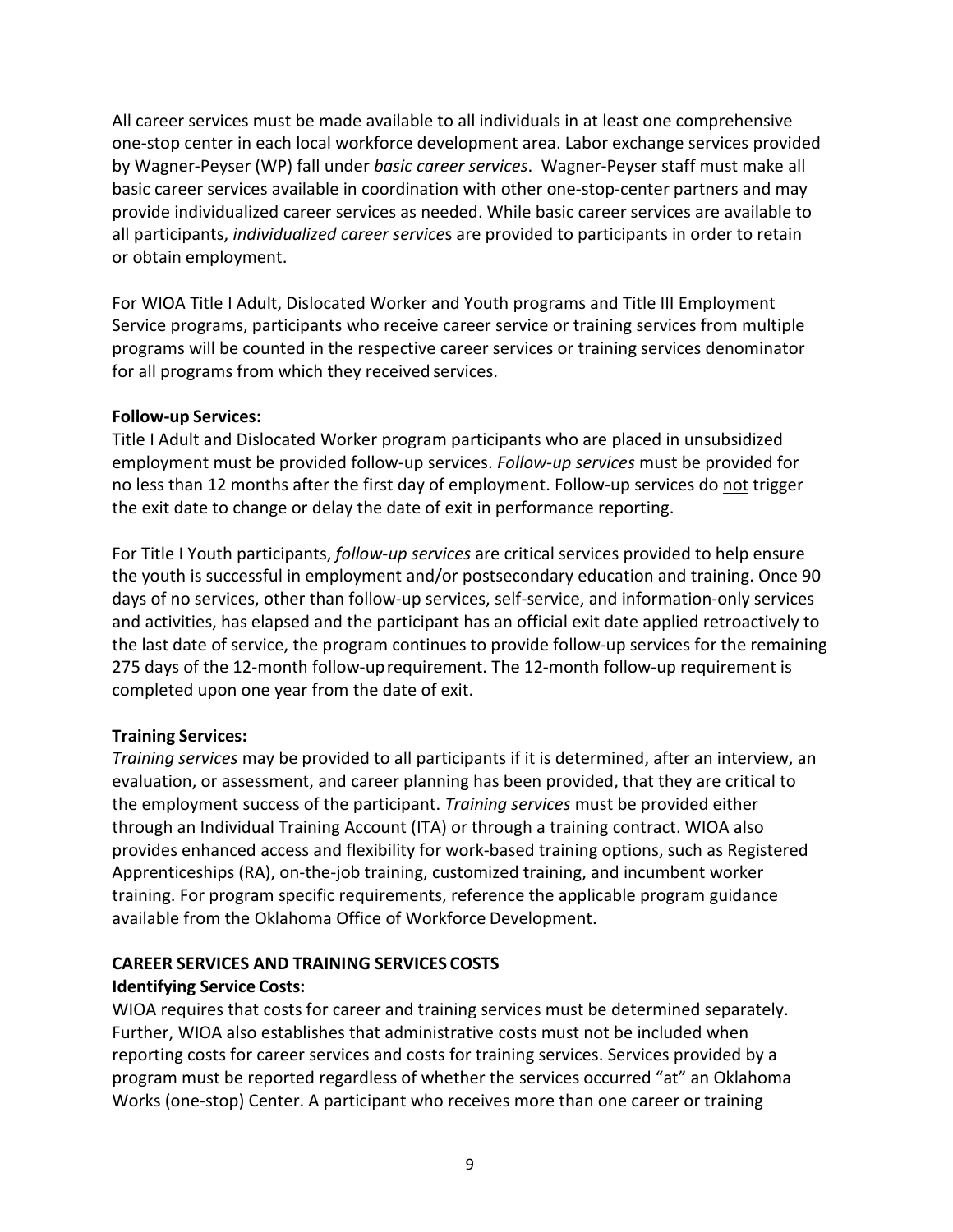All career services must be made available to all individuals in at least one comprehensive one-stop center in each local workforce development area. Labor exchange services provided by Wagner-Peyser (WP) fall under *basic career services*. Wagner-Peyser staff must make all basic career services available in coordination with other one-stop-center partners and may provide individualized career services as needed. While basic career services are available to all participants, *individualized career services* are provided to participants in order to retain or obtain employment.

For WIOA Title I Adult, Dislocated Worker and Youth programs and Title III Employment Service programs, participants who receive career service or training services from multiple programs will be counted in the respective career services or training services denominator for all programs from which they received services.

**Follow-up Services:**
Title I Adult and Dislocated Worker program participants who are placed in unsubsidized employment must be provided follow-up services. *Follow-up services* must be provided for no less than 12 months after the first day of employment. Follow-up services do <u>not</u> trigger the exit date to change or delay the date of exit in performance reporting.

For Title I Youth participants, *follow-up services* are critical services provided to help ensure the youth is successful in employment and/or postsecondary education and training. Once 90 days of no services, other than follow-up services, self-service, and information-only services and activities, has elapsed and the participant has an official exit date applied retroactively to the last date of service, the program continues to provide follow-up services for the remaining 275 days of the 12-month follow-up requirement. The 12-month follow-up requirement is completed upon one year from the date of exit.

**Training Services:**
*Training services* may be provided to all participants if it is determined, after an interview, an evaluation, or assessment, and career planning has been provided, that they are critical to the employment success of the participant. *Training services* must be provided either through an Individual Training Account (ITA) or through a training contract. WIOA also provides enhanced access and flexibility for work-based training options, such as Registered Apprenticeships (RA), on-the-job training, customized training, and incumbent worker training. For program specific requirements, reference the applicable program guidance available from the Oklahoma Office of Workforce Development.

**CAREER SERVICES AND TRAINING SERVICES COSTS**

**Identifying Service Costs:**
WIOA requires that costs for career and training services must be determined separately. Further, WIOA also establishes that administrative costs must not be included when reporting costs for career services and costs for training services. Services provided by a program must be reported regardless of whether the services occurred "at" an Oklahoma Works (one-stop) Center. A participant who receives more than one career or training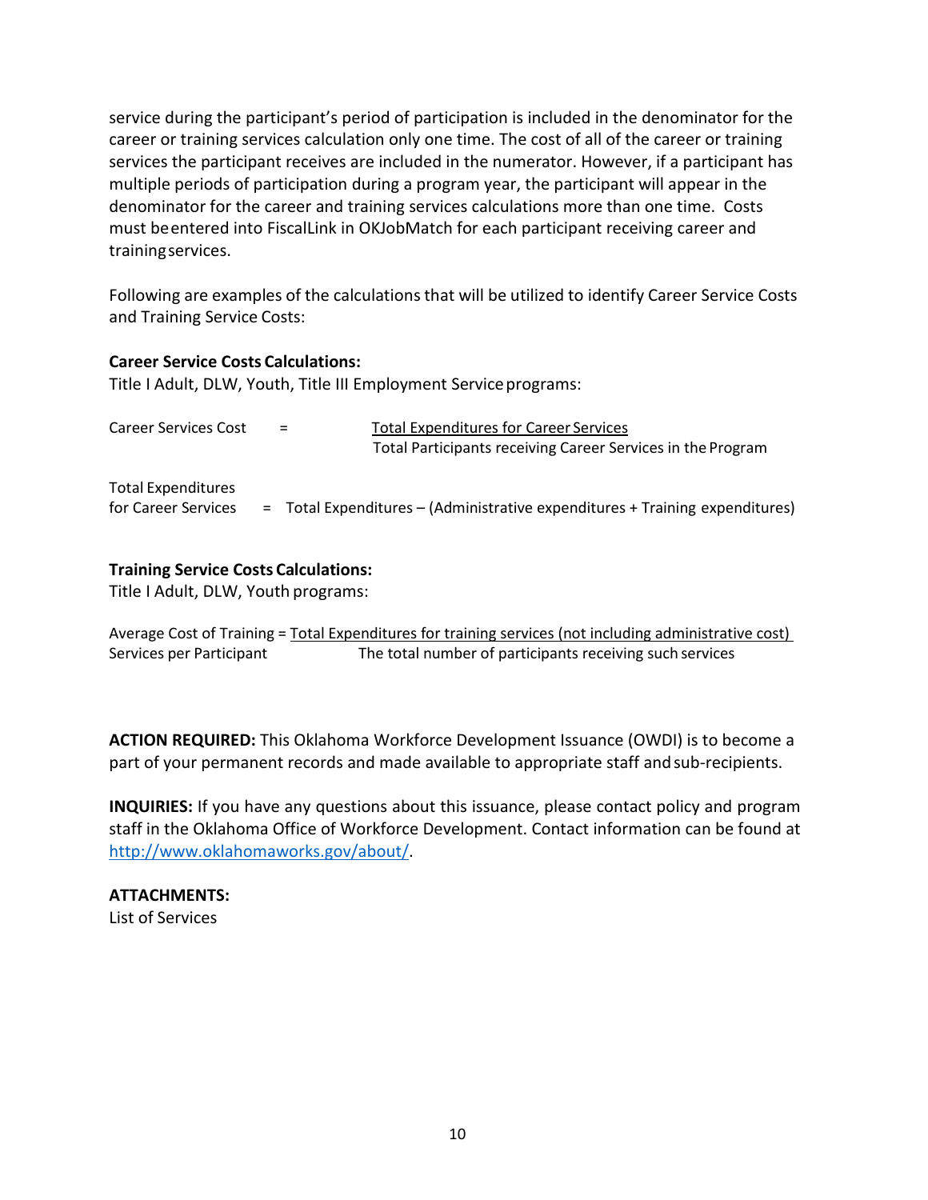service during the participant's period of participation is included in the denominator for the career or training services calculation only one time. The cost of all of the career or training services the participant receives are included in the numerator. However, if a participant has multiple periods of participation during a program year, the participant will appear in the denominator for the career and training services calculations more than one time. Costs must be entered into FiscalLink in OKJobMatch for each participant receiving career and training services.

Following are examples of the calculations that will be utilized to identify Career Service Costs and Training Service Costs:

**Career Service Costs Calculations:**
Title I Adult, DLW, Youth, Title III Employment Service programs:

$$\text{Career Services Cost} = \frac{\text{Total Expenditures for Career Services}}{\text{Total Participants receiving Career Services in the Program}}$$

$$\text{Total Expenditures for Career Services} = \text{Total Expenditures} - (\text{Administrative expenditures} + \text{Training expenditures})$$

**Training Service Costs Calculations:**
Title I Adult, DLW, Youth programs:

$$\text{Average Cost of Training Services per Participant} = \frac{\text{Total Expenditures for training services (not including administrative cost)}}{\text{The total number of participants receiving such services}}$$

**ACTION REQUIRED:** This Oklahoma Workforce Development Issuance (OWDI) is to become a part of your permanent records and made available to appropriate staff and sub-recipients.

**INQUIRIES:** If you have any questions about this issuance, please contact policy and program staff in the Oklahoma Office of Workforce Development. Contact information can be found at http://www.oklahomaworks.gov/about/.

**ATTACHMENTS:**
List of Services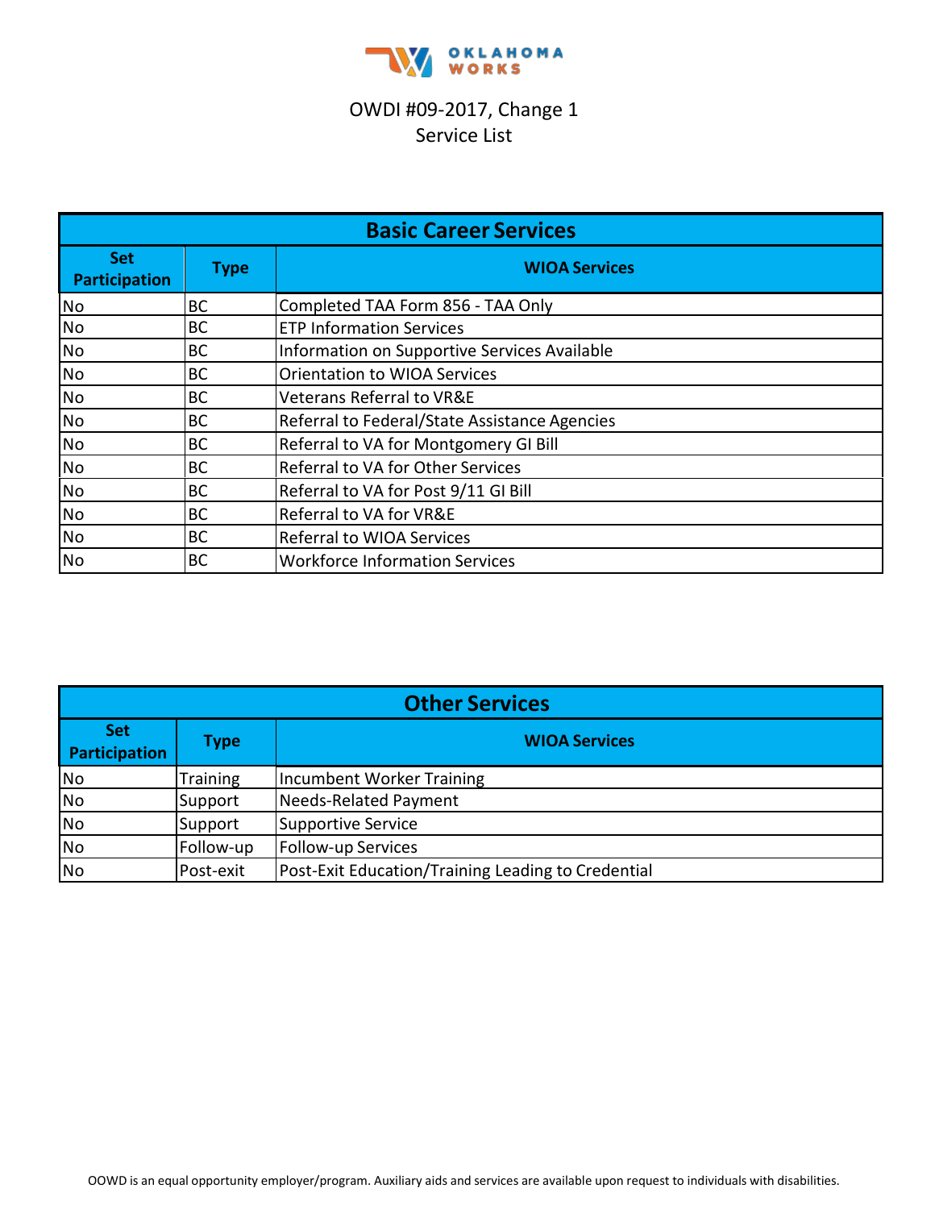OKLAHOMA WORKS

OWDI #09-2017, Change 1
Service List

| Basic Career Services | | |
|---|---|---|
| **Set Participation** | **Type** | **WIOA Services** |
| No | BC | Completed TAA Form 856 - TAA Only |
| No | BC | ETP Information Services |
| No | BC | Information on Supportive Services Available |
| No | BC | Orientation to WIOA Services |
| No | BC | Veterans Referral to VR&E |
| No | BC | Referral to Federal/State Assistance Agencies |
| No | BC | Referral to VA for Montgomery GI Bill |
| No | BC | Referral to VA for Other Services |
| No | BC | Referral to VA for Post 9/11 GI Bill |
| No | BC | Referral to VA for VR&E |
| No | BC | Referral to WIOA Services |
| No | BC | Workforce Information Services |

| Other Services | | |
|---|---|---|
| **Set Participation** | **Type** | **WIOA Services** |
| No | Training | Incumbent Worker Training |
| No | Support | Needs-Related Payment |
| No | Support | Supportive Service |
| No | Follow-up | Follow-up Services |
| No | Post-exit | Post-Exit Education/Training Leading to Credential |

OOWD is an equal opportunity employer/program. Auxiliary aids and services are available upon request to individuals with disabilities.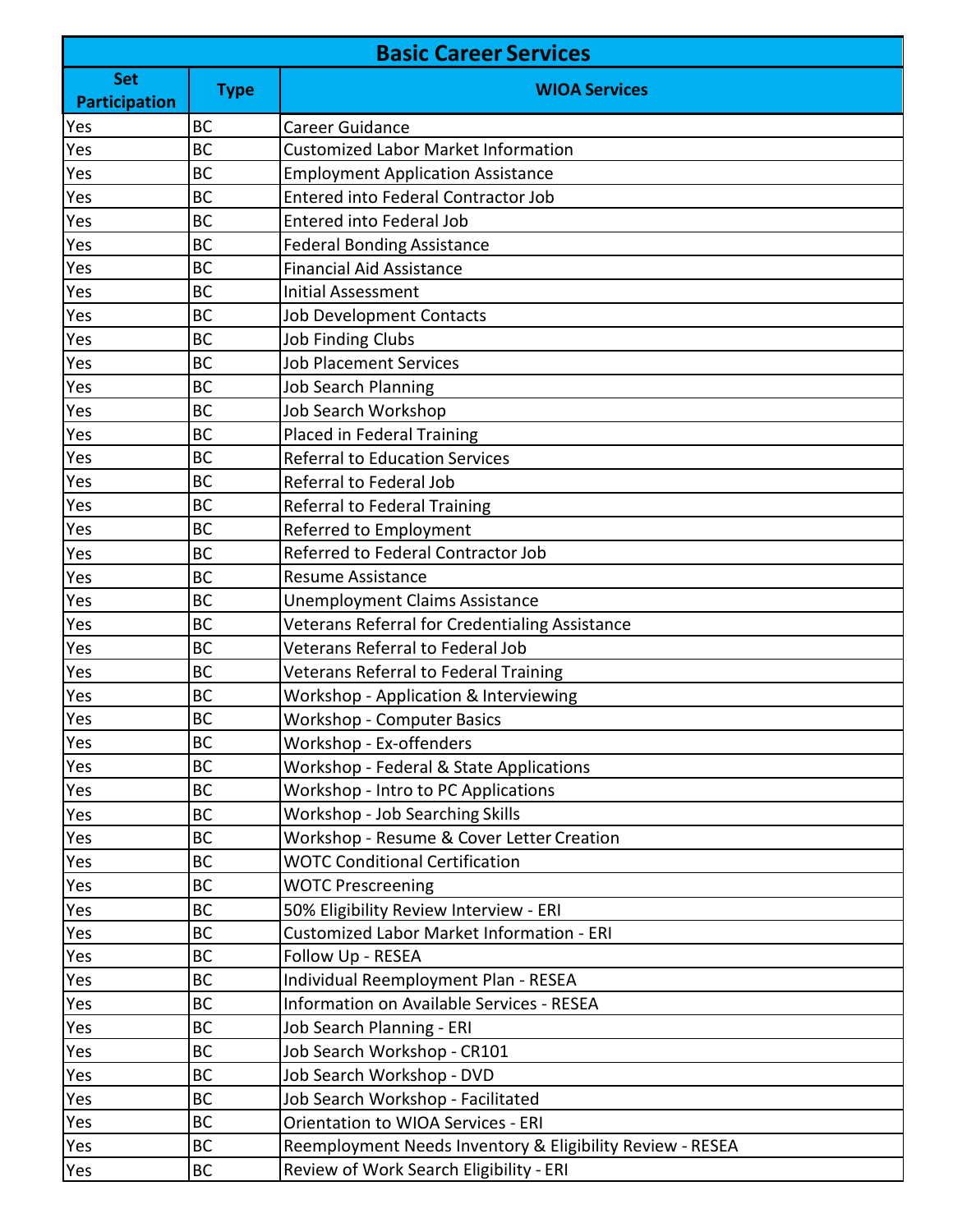| Basic Career Services | | |
|---|---|---|
| **Set Participation** | **Type** | **WIOA Services** |
| Yes | BC | Career Guidance |
| Yes | BC | Customized Labor Market Information |
| Yes | BC | Employment Application Assistance |
| Yes | BC | Entered into Federal Contractor Job |
| Yes | BC | Entered into Federal Job |
| Yes | BC | Federal Bonding Assistance |
| Yes | BC | Financial Aid Assistance |
| Yes | BC | Initial Assessment |
| Yes | BC | Job Development Contacts |
| Yes | BC | Job Finding Clubs |
| Yes | BC | Job Placement Services |
| Yes | BC | Job Search Planning |
| Yes | BC | Job Search Workshop |
| Yes | BC | Placed in Federal Training |
| Yes | BC | Referral to Education Services |
| Yes | BC | Referral to Federal Job |
| Yes | BC | Referral to Federal Training |
| Yes | BC | Referred to Employment |
| Yes | BC | Referred to Federal Contractor Job |
| Yes | BC | Resume Assistance |
| Yes | BC | Unemployment Claims Assistance |
| Yes | BC | Veterans Referral for Credentialing Assistance |
| Yes | BC | Veterans Referral to Federal Job |
| Yes | BC | Veterans Referral to Federal Training |
| Yes | BC | Workshop - Application & Interviewing |
| Yes | BC | Workshop - Computer Basics |
| Yes | BC | Workshop - Ex-offenders |
| Yes | BC | Workshop - Federal & State Applications |
| Yes | BC | Workshop - Intro to PC Applications |
| Yes | BC | Workshop - Job Searching Skills |
| Yes | BC | Workshop - Resume & Cover Letter Creation |
| Yes | BC | WOTC Conditional Certification |
| Yes | BC | WOTC Prescreening |
| Yes | BC | 50% Eligibility Review Interview - ERI |
| Yes | BC | Customized Labor Market Information - ERI |
| Yes | BC | Follow Up - RESEA |
| Yes | BC | Individual Reemployment Plan - RESEA |
| Yes | BC | Information on Available Services - RESEA |
| Yes | BC | Job Search Planning - ERI |
| Yes | BC | Job Search Workshop - CR101 |
| Yes | BC | Job Search Workshop - DVD |
| Yes | BC | Job Search Workshop - Facilitated |
| Yes | BC | Orientation to WIOA Services - ERI |
| Yes | BC | Reemployment Needs Inventory & Eligibility Review - RESEA |
| Yes | BC | Review of Work Search Eligibility - ERI |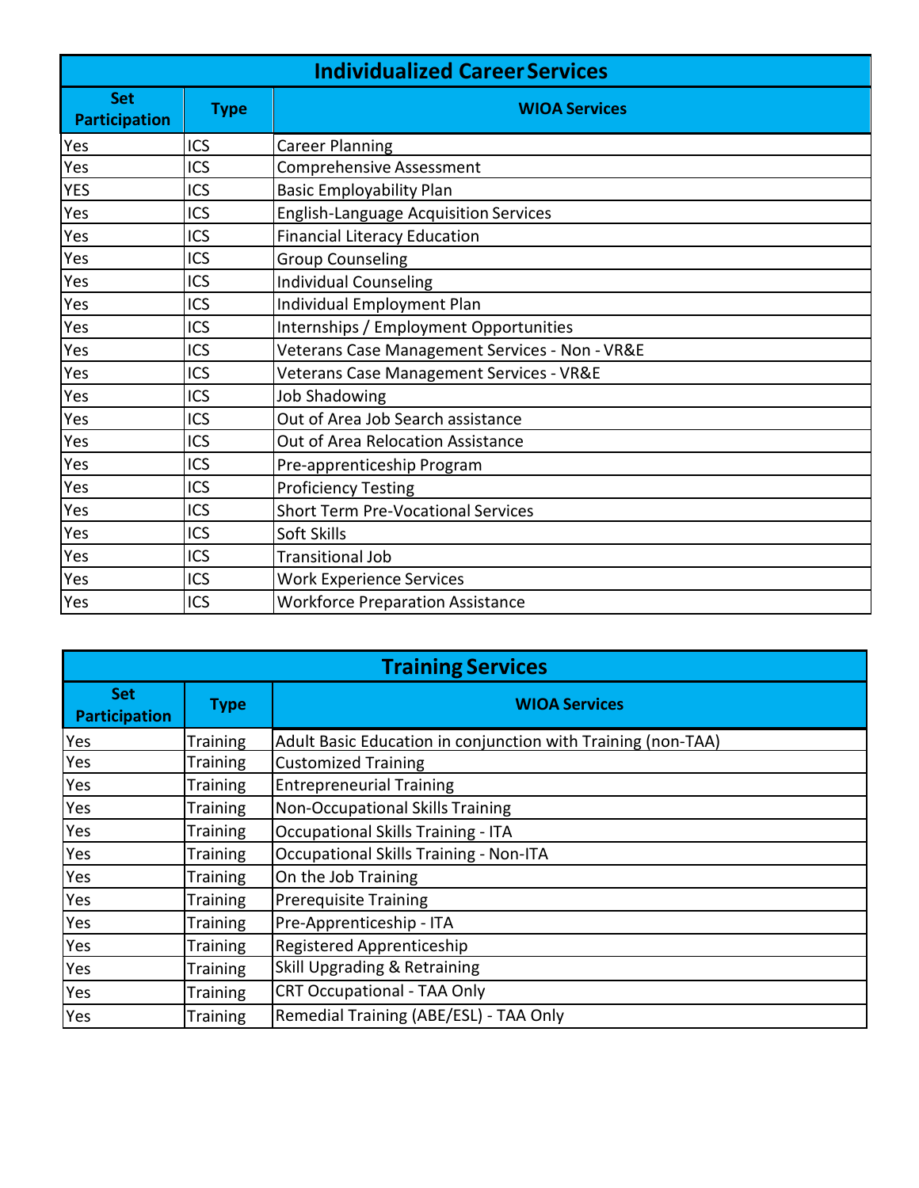## Individualized Career Services

| Set Participation | Type | WIOA Services |
|---|---|---|
| Yes | ICS | Career Planning |
| Yes | ICS | Comprehensive Assessment |
| YES | ICS | Basic Employability Plan |
| Yes | ICS | English-Language Acquisition Services |
| Yes | ICS | Financial Literacy Education |
| Yes | ICS | Group Counseling |
| Yes | ICS | Individual Counseling |
| Yes | ICS | Individual Employment Plan |
| Yes | ICS | Internships / Employment Opportunities |
| Yes | ICS | Veterans Case Management Services - Non - VR&E |
| Yes | ICS | Veterans Case Management Services - VR&E |
| Yes | ICS | Job Shadowing |
| Yes | ICS | Out of Area Job Search assistance |
| Yes | ICS | Out of Area Relocation Assistance |
| Yes | ICS | Pre-apprenticeship Program |
| Yes | ICS | Proficiency Testing |
| Yes | ICS | Short Term Pre-Vocational Services |
| Yes | ICS | Soft Skills |
| Yes | ICS | Transitional Job |
| Yes | ICS | Work Experience Services |
| Yes | ICS | Workforce Preparation Assistance |

## Training Services

| Set Participation | Type | WIOA Services |
|---|---|---|
| Yes | Training | Adult Basic Education in conjunction with Training (non-TAA) |
| Yes | Training | Customized Training |
| Yes | Training | Entrepreneurial Training |
| Yes | Training | Non-Occupational Skills Training |
| Yes | Training | Occupational Skills Training - ITA |
| Yes | Training | Occupational Skills Training - Non-ITA |
| Yes | Training | On the Job Training |
| Yes | Training | Prerequisite Training |
| Yes | Training | Pre-Apprenticeship - ITA |
| Yes | Training | Registered Apprenticeship |
| Yes | Training | Skill Upgrading & Retraining |
| Yes | Training | CRT Occupational - TAA Only |
| Yes | Training | Remedial Training (ABE/ESL) - TAA Only |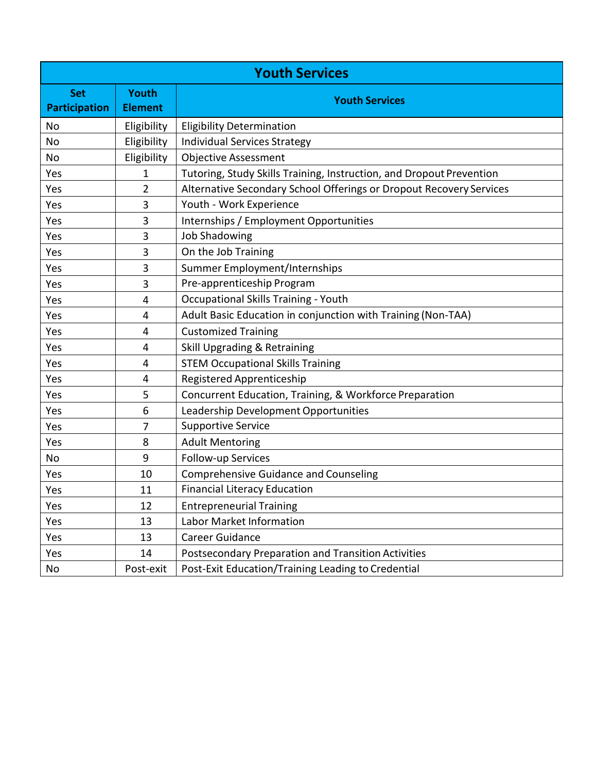| Youth Services | | |
|---|---|---|
| **Set Participation** | **Youth Element** | **Youth Services** |
| No | Eligibility | Eligibility Determination |
| No | Eligibility | Individual Services Strategy |
| No | Eligibility | Objective Assessment |
| Yes | 1 | Tutoring, Study Skills Training, Instruction, and Dropout Prevention |
| Yes | 2 | Alternative Secondary School Offerings or Dropout Recovery Services |
| Yes | 3 | Youth - Work Experience |
| Yes | 3 | Internships / Employment Opportunities |
| Yes | 3 | Job Shadowing |
| Yes | 3 | On the Job Training |
| Yes | 3 | Summer Employment/Internships |
| Yes | 3 | Pre-apprenticeship Program |
| Yes | 4 | Occupational Skills Training - Youth |
| Yes | 4 | Adult Basic Education in conjunction with Training (Non-TAA) |
| Yes | 4 | Customized Training |
| Yes | 4 | Skill Upgrading & Retraining |
| Yes | 4 | STEM Occupational Skills Training |
| Yes | 4 | Registered Apprenticeship |
| Yes | 5 | Concurrent Education, Training, & Workforce Preparation |
| Yes | 6 | Leadership Development Opportunities |
| Yes | 7 | Supportive Service |
| Yes | 8 | Adult Mentoring |
| No | 9 | Follow-up Services |
| Yes | 10 | Comprehensive Guidance and Counseling |
| Yes | 11 | Financial Literacy Education |
| Yes | 12 | Entrepreneurial Training |
| Yes | 13 | Labor Market Information |
| Yes | 13 | Career Guidance |
| Yes | 14 | Postsecondary Preparation and Transition Activities |
| No | Post-exit | Post-Exit Education/Training Leading to Credential |